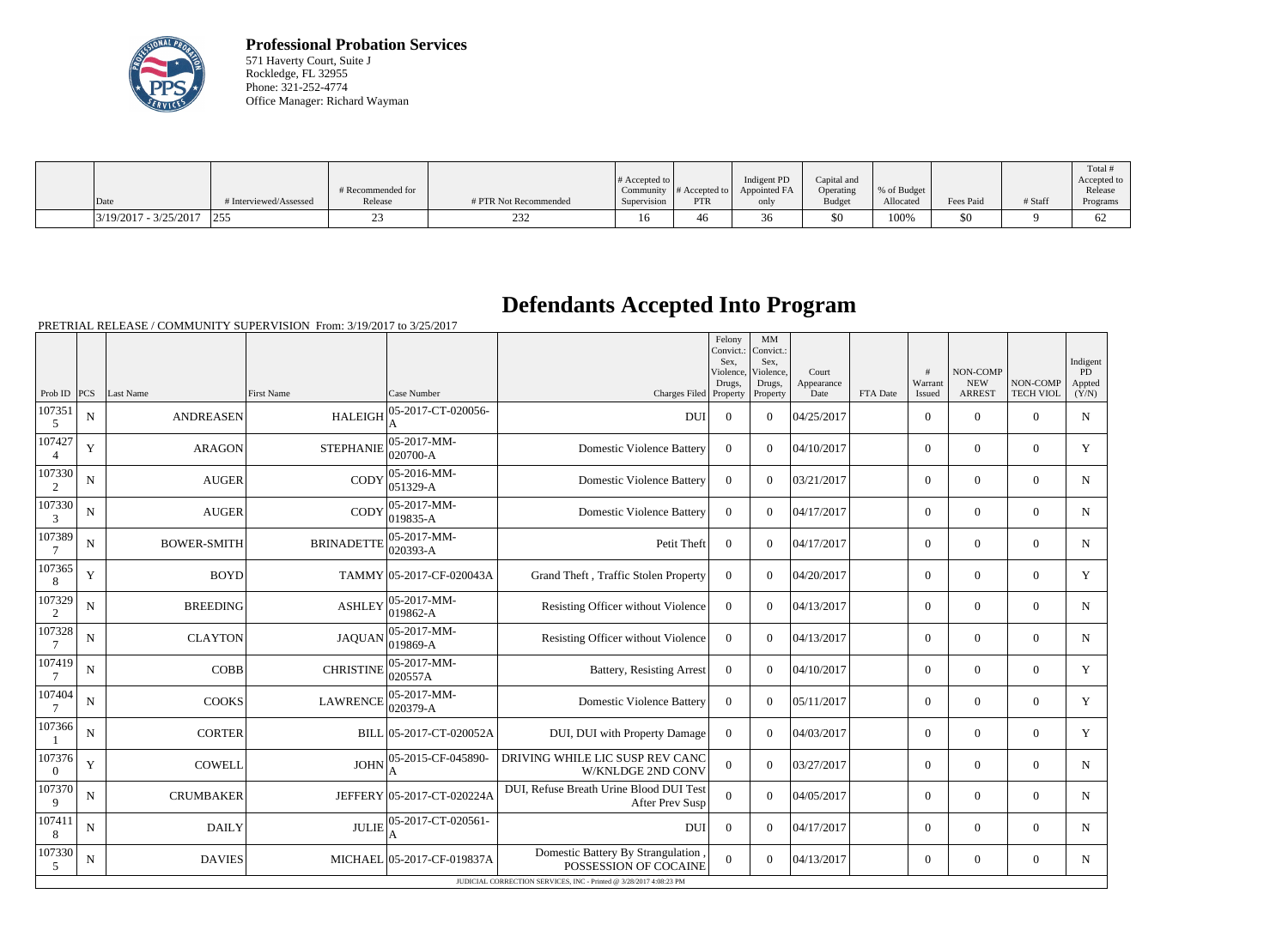**Professional Probation Services**
571 Haverty Court, Suite J
Rockledge, FL 32955
Phone: 321-252-4774
Office Manager: Richard Wayman

| Date | # Interviewed/Assessed | # Recommended for Release | # PTR Not Recommended | # Accepted to Community Supervision | # Accepted to PTR | Indigent PD Appointed FA only | Capital and Operating Budget | % of Budget Allocated | Fees Paid | # Staff | Total # Accepted to Release Programs |
|---|---|---|---|---|---|---|---|---|---|---|---|
| 3/19/2017 - 3/25/2017 | 255 | 23 | 232 | 16 | 46 | 36 | $0 | 100% | $0 | 9 | 62 |

# Defendants Accepted Into Program

PRETRIAL RELEASE / COMMUNITY SUPERVISION From: 3/19/2017 to 3/25/2017

| Prob ID | PCS | Last Name | First Name | Case Number | Charges Filed | Felony Convict.: Sex, Violence, Drugs, Property | MM Convict.: Sex, Violence, Drugs, Property | Court Appearance Date | FTA Date | # Warrant Issued | NON-COMP NEW ARREST | NON-COMP TECH VIOL | Indigent PD Appted (Y/N) |
|---|---|---|---|---|---|---|---|---|---|---|---|---|---|
| 1073515 | N | ANDREASEN | HALEIGH | 05-2017-CT-020056-A | DUI | 0 | 0 | 04/25/2017 | | 0 | 0 | 0 | N |
| 1074274 | Y | ARAGON | STEPHANIE | 05-2017-MM-020700-A | Domestic Violence Battery | 0 | 0 | 04/10/2017 | | 0 | 0 | 0 | Y |
| 1073302 | N | AUGER | CODY | 05-2016-MM-051329-A | Domestic Violence Battery | 0 | 0 | 03/21/2017 | | 0 | 0 | 0 | N |
| 1073303 | N | AUGER | CODY | 05-2017-MM-019835-A | Domestic Violence Battery | 0 | 0 | 04/17/2017 | | 0 | 0 | 0 | N |
| 1073897 | N | BOWER-SMITH | BRINADETTE | 05-2017-MM-020393-A | Petit Theft | 0 | 0 | 04/17/2017 | | 0 | 0 | 0 | N |
| 1073658 | Y | BOYD | TAMMY | 05-2017-CF-020043A | Grand Theft , Traffic Stolen Property | 0 | 0 | 04/20/2017 | | 0 | 0 | 0 | Y |
| 1073292 | N | BREEDING | ASHLEY | 05-2017-MM-019862-A | Resisting Officer without Violence | 0 | 0 | 04/13/2017 | | 0 | 0 | 0 | N |
| 1073287 | N | CLAYTON | JAQUAN | 05-2017-MM-019869-A | Resisting Officer without Violence | 0 | 0 | 04/13/2017 | | 0 | 0 | 0 | N |
| 1074197 | N | COBB | CHRISTINE | 05-2017-MM-020557A | Battery, Resisting Arrest | 0 | 0 | 04/10/2017 | | 0 | 0 | 0 | Y |
| 1074047 | N | COOKS | LAWRENCE | 05-2017-MM-020379-A | Domestic Violence Battery | 0 | 0 | 05/11/2017 | | 0 | 0 | 0 | Y |
| 1073661 | N | CORTER | BILL | 05-2017-CT-020052A | DUI, DUI with Property Damage | 0 | 0 | 04/03/2017 | | 0 | 0 | 0 | Y |
| 1073760 | Y | COWELL | JOHN | 05-2015-CF-045890-A | DRIVING WHILE LIC SUSP REV CANC W/KNLDGE 2ND CONV | 0 | 0 | 03/27/2017 | | 0 | 0 | 0 | N |
| 1073709 | N | CRUMBAKER | JEFFERY | 05-2017-CT-020224A | DUI, Refuse Breath Urine Blood DUI Test After Prev Susp | 0 | 0 | 04/05/2017 | | 0 | 0 | 0 | N |
| 1074118 | N | DAILY | JULIE | 05-2017-CT-020561-A | DUI | 0 | 0 | 04/17/2017 | | 0 | 0 | 0 | N |
| 1073305 | N | DAVIES | MICHAEL | 05-2017-CF-019837A | Domestic Battery By Strangulation , POSSESSION OF COCAINE | 0 | 0 | 04/13/2017 | | 0 | 0 | 0 | N |

JUDICIAL CORRECTION SERVICES, INC - Printed @ 3/28/2017 4:08:23 PM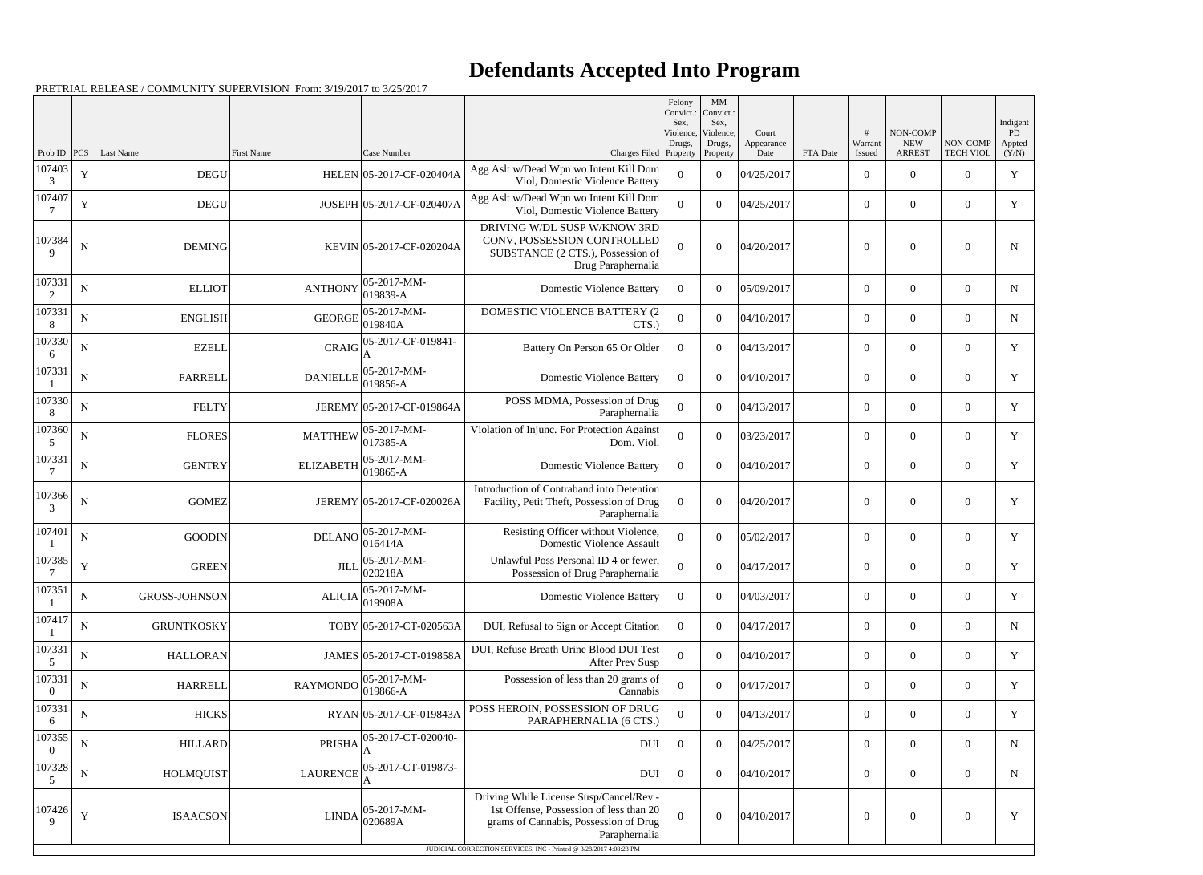# Defendants Accepted Into Program

PRETRIAL RELEASE / COMMUNITY SUPERVISION From: 3/19/2017 to 3/25/2017

| Prob ID | PCS | Last Name | First Name | Case Number | Charges Filed | Felony Convict.: Sex, Violence, Drugs, Property | MM Convict.: Sex, Violence, Drugs, Property | Court Appearance Date | FTA Date | # Warrant Issued | NON-COMP NEW ARREST | NON-COMP TECH VIOL | Indigent PD Appted (Y/N) |
|---|---|---|---|---|---|---|---|---|---|---|---|---|---|
| 1074033 | Y | DEGU | HELEN | 05-2017-CF-020404A | Agg Aslt w/Dead Wpn wo Intent Kill Dom Viol, Domestic Violence Battery | 0 | 0 | 04/25/2017 | | 0 | 0 | 0 | Y |
| 1074077 | Y | DEGU | JOSEPH | 05-2017-CF-020407A | Agg Aslt w/Dead Wpn wo Intent Kill Dom Viol, Domestic Violence Battery | 0 | 0 | 04/25/2017 | | 0 | 0 | 0 | Y |
| 1073849 | N | DEMING | KEVIN | 05-2017-CF-020204A | DRIVING W/DL SUSP W/KNOW 3RD CONV, POSSESSION CONTROLLED SUBSTANCE (2 CTS.), Possession of Drug Paraphernalia | 0 | 0 | 04/20/2017 | | 0 | 0 | 0 | N |
| 1073312 | N | ELLIOT | ANTHONY | 05-2017-MM-019839-A | Domestic Violence Battery | 0 | 0 | 05/09/2017 | | 0 | 0 | 0 | N |
| 1073318 | N | ENGLISH | GEORGE | 05-2017-MM-019840A | DOMESTIC VIOLENCE BATTERY (2 CTS.) | 0 | 0 | 04/10/2017 | | 0 | 0 | 0 | N |
| 1073306 | N | EZELL | CRAIG | 05-2017-CF-019841-A | Battery On Person 65 Or Older | 0 | 0 | 04/13/2017 | | 0 | 0 | 0 | Y |
| 1073311 | N | FARRELL | DANIELLE | 05-2017-MM-019856-A | Domestic Violence Battery | 0 | 0 | 04/10/2017 | | 0 | 0 | 0 | Y |
| 1073308 | N | FELTY | JEREMY | 05-2017-CF-019864A | POSS MDMA, Possession of Drug Paraphernalia | 0 | 0 | 04/13/2017 | | 0 | 0 | 0 | Y |
| 1073605 | N | FLORES | MATTHEW | 05-2017-MM-017385-A | Violation of Injunc. For Protection Against Dom. Viol. | 0 | 0 | 03/23/2017 | | 0 | 0 | 0 | Y |
| 1073317 | N | GENTRY | ELIZABETH | 05-2017-MM-019865-A | Domestic Violence Battery | 0 | 0 | 04/10/2017 | | 0 | 0 | 0 | Y |
| 1073663 | N | GOMEZ | JEREMY | 05-2017-CF-020026A | Introduction of Contraband into Detention Facility, Petit Theft, Possession of Drug Paraphernalia | 0 | 0 | 04/20/2017 | | 0 | 0 | 0 | Y |
| 1074011 | N | GOODIN | DELANO | 05-2017-MM-016414A | Resisting Officer without Violence, Domestic Violence Assault | 0 | 0 | 05/02/2017 | | 0 | 0 | 0 | Y |
| 1073857 | Y | GREEN | JILL | 05-2017-MM-020218A | Unlawful Poss Personal ID 4 or fewer, Possession of Drug Paraphernalia | 0 | 0 | 04/17/2017 | | 0 | 0 | 0 | Y |
| 1073511 | N | GROSS-JOHNSON | ALICIA | 05-2017-MM-019908A | Domestic Violence Battery | 0 | 0 | 04/03/2017 | | 0 | 0 | 0 | Y |
| 1074171 | N | GRUNTKOSKY | TOBY | 05-2017-CT-020563A | DUI, Refusal to Sign or Accept Citation | 0 | 0 | 04/17/2017 | | 0 | 0 | 0 | N |
| 1073315 | N | HALLORAN | JAMES | 05-2017-CT-019858A | DUI, Refuse Breath Urine Blood DUI Test After Prev Susp | 0 | 0 | 04/10/2017 | | 0 | 0 | 0 | Y |
| 1073310 | N | HARRELL | RAYMONDO | 05-2017-MM-019866-A | Possession of less than 20 grams of Cannabis | 0 | 0 | 04/17/2017 | | 0 | 0 | 0 | Y |
| 1073316 | N | HICKS | RYAN | 05-2017-CF-019843A | POSS HEROIN, POSSESSION OF DRUG PARAPHERNALIA (6 CTS.) | 0 | 0 | 04/13/2017 | | 0 | 0 | 0 | Y |
| 1073550 | N | HILLARD | PRISHA | 05-2017-CT-020040-A | DUI | 0 | 0 | 04/25/2017 | | 0 | 0 | 0 | N |
| 1073285 | N | HOLMQUIST | LAURENCE | 05-2017-CT-019873-A | DUI | 0 | 0 | 04/10/2017 | | 0 | 0 | 0 | N |
| 1074269 | Y | ISAACSON | LINDA | 05-2017-MM-020689A | Driving While License Susp/Cancel/Rev - 1st Offense, Possession of less than 20 grams of Cannabis, Possession of Drug Paraphernalia | 0 | 0 | 04/10/2017 | | 0 | 0 | 0 | Y |

JUDICIAL CORRECTION SERVICES, INC - Printed @ 3/28/2017 4:08:23 PM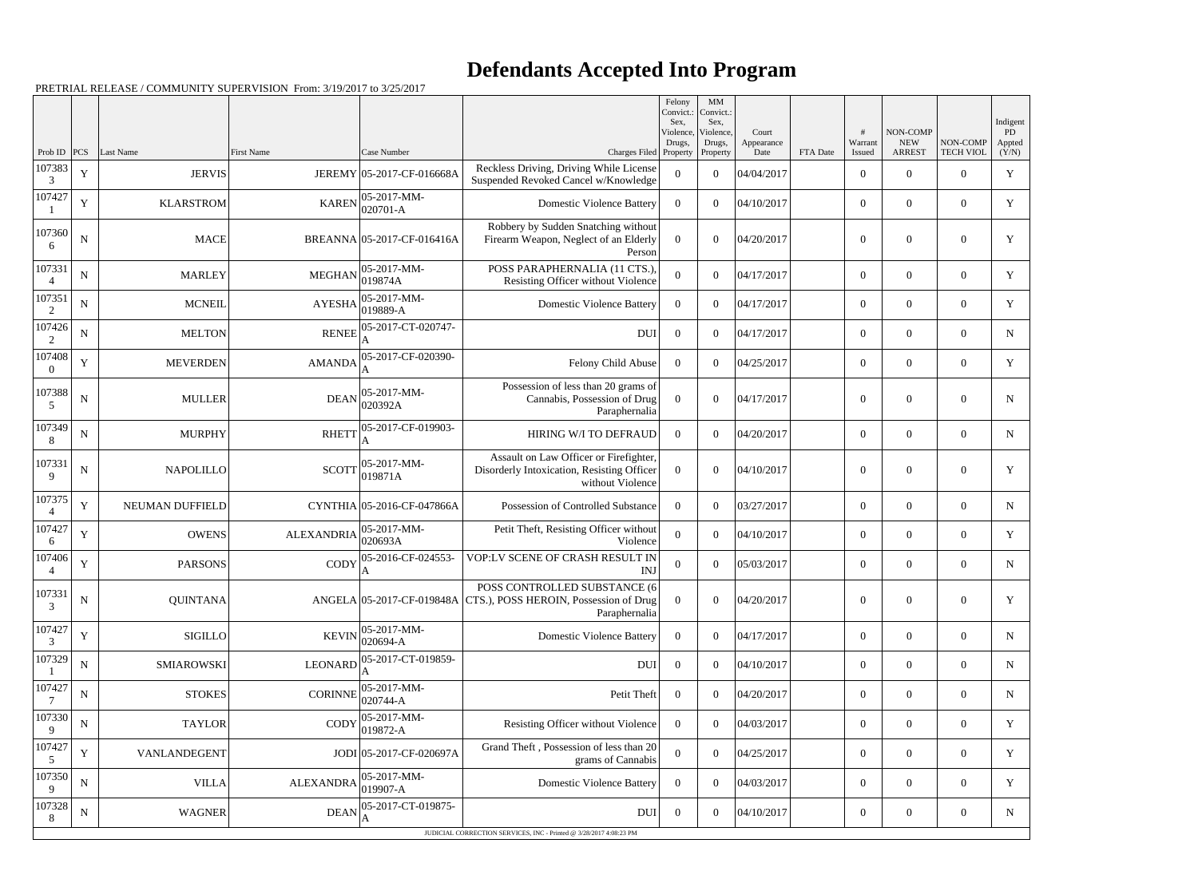# Defendants Accepted Into Program

PRETRIAL RELEASE / COMMUNITY SUPERVISION From: 3/19/2017 to 3/25/2017

| Prob ID | PCS | Last Name | First Name | Case Number | Charges Filed | Felony Convict.: Sex, Violence, Drugs, Property | MM Convict.: Sex, Violence, Drugs, Property | Court Appearance Date | FTA Date | # Warrant Issued | NON-COMP NEW ARREST | NON-COMP TECH VIOL | Indigent PD Appted (Y/N) |
|---|---|---|---|---|---|---|---|---|---|---|---|---|---|
| 1073833 | Y | JERVIS | JEREMY | 05-2017-CF-016668A | Reckless Driving, Driving While License Suspended Revoked Cancel w/Knowledge | 0 | 0 | 04/04/2017 | | 0 | 0 | 0 | Y |
| 1074271 | Y | KLARSTROM | KAREN | 05-2017-MM-020701-A | Domestic Violence Battery | 0 | 0 | 04/10/2017 | | 0 | 0 | 0 | Y |
| 1073606 | N | MACE | BREANNA | 05-2017-CF-016416A | Robbery by Sudden Snatching without Firearm Weapon, Neglect of an Elderly Person | 0 | 0 | 04/20/2017 | | 0 | 0 | 0 | Y |
| 1073314 | N | MARLEY | MEGHAN | 05-2017-MM-019874A | POSS PARAPHERNALIA (11 CTS.), Resisting Officer without Violence | 0 | 0 | 04/17/2017 | | 0 | 0 | 0 | Y |
| 1073512 | N | MCNEIL | AYESHA | 05-2017-MM-019889-A | Domestic Violence Battery | 0 | 0 | 04/17/2017 | | 0 | 0 | 0 | Y |
| 1074262 | N | MELTON | RENEE | 05-2017-CT-020747-A | DUI | 0 | 0 | 04/17/2017 | | 0 | 0 | 0 | N |
| 1074080 | Y | MEVERDEN | AMANDA | 05-2017-CF-020390-A | Felony Child Abuse | 0 | 0 | 04/25/2017 | | 0 | 0 | 0 | Y |
| 1073885 | N | MULLER | DEAN | 05-2017-MM-020392A | Possession of less than 20 grams of Cannabis, Possession of Drug Paraphernalia | 0 | 0 | 04/17/2017 | | 0 | 0 | 0 | N |
| 1073498 | N | MURPHY | RHETT | 05-2017-CF-019903-A | HIRING W/I TO DEFRAUD | 0 | 0 | 04/20/2017 | | 0 | 0 | 0 | N |
| 1073319 | N | NAPOLILLO | SCOTT | 05-2017-MM-019871A | Assault on Law Officer or Firefighter, Disorderly Intoxication, Resisting Officer without Violence | 0 | 0 | 04/10/2017 | | 0 | 0 | 0 | Y |
| 1073754 | Y | NEUMAN DUFFIELD | CYNTHIA | 05-2016-CF-047866A | Possession of Controlled Substance | 0 | 0 | 03/27/2017 | | 0 | 0 | 0 | N |
| 1074276 | Y | OWENS | ALEXANDRIA | 05-2017-MM-020693A | Petit Theft, Resisting Officer without Violence | 0 | 0 | 04/10/2017 | | 0 | 0 | 0 | Y |
| 1074064 | Y | PARSONS | CODY | 05-2016-CF-024553-A | VOP:LV SCENE OF CRASH RESULT IN INJ | 0 | 0 | 05/03/2017 | | 0 | 0 | 0 | N |
| 1073313 | N | QUINTANA | ANGELA | 05-2017-CF-019848A | POSS CONTROLLED SUBSTANCE (6 CTS.), POSS HEROIN, Possession of Drug Paraphernalia | 0 | 0 | 04/20/2017 | | 0 | 0 | 0 | Y |
| 1074273 | Y | SIGILLO | KEVIN | 05-2017-MM-020694-A | Domestic Violence Battery | 0 | 0 | 04/17/2017 | | 0 | 0 | 0 | N |
| 1073291 | N | SMIAROWSKI | LEONARD | 05-2017-CT-019859-A | DUI | 0 | 0 | 04/10/2017 | | 0 | 0 | 0 | N |
| 1074277 | N | STOKES | CORINNE | 05-2017-MM-020744-A | Petit Theft | 0 | 0 | 04/20/2017 | | 0 | 0 | 0 | N |
| 1073309 | N | TAYLOR | CODY | 05-2017-MM-019872-A | Resisting Officer without Violence | 0 | 0 | 04/03/2017 | | 0 | 0 | 0 | Y |
| 1074275 | Y | VANLANDEGENT | JODI | 05-2017-CF-020697A | Grand Theft , Possession of less than 20 grams of Cannabis | 0 | 0 | 04/25/2017 | | 0 | 0 | 0 | Y |
| 1073509 | N | VILLA | ALEXANDRA | 05-2017-MM-019907-A | Domestic Violence Battery | 0 | 0 | 04/03/2017 | | 0 | 0 | 0 | Y |
| 1073288 | N | WAGNER | DEAN | 05-2017-CT-019875-A | DUI | 0 | 0 | 04/10/2017 | | 0 | 0 | 0 | N |

JUDICIAL CORRECTION SERVICES, INC - Printed @ 3/28/2017 4:08:23 PM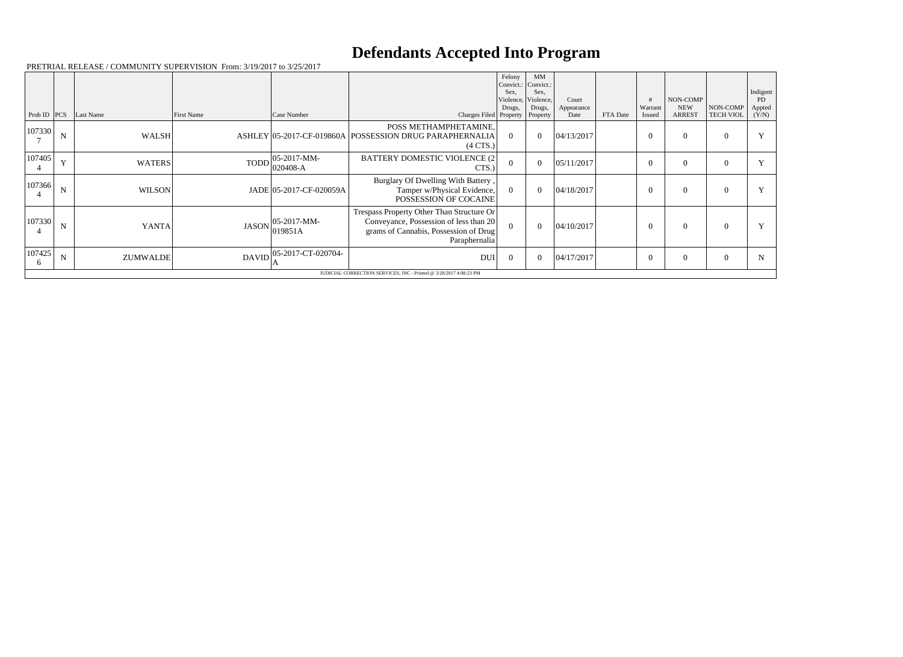# Defendants Accepted Into Program

PRETRIAL RELEASE / COMMUNITY SUPERVISION From: 3/19/2017 to 3/25/2017

| Prob ID | PCS | Last Name | First Name | Case Number | Charges Filed | Felony Convict.: Sex, Violence, Drugs, Property | MM Convict.: Sex, Violence, Drugs, Property | Court Appearance Date | FTA Date | # Warrant Issued | NON-COMP NEW ARREST | NON-COMP TECH VIOL | Indigent PD Appted (Y/N) |
|---|---|---|---|---|---|---|---|---|---|---|---|---|---|
| 1073307 | N | WALSH | ASHLEY | 05-2017-CF-019860A | POSS METHAMPHETAMINE, POSSESSION DRUG PARAPHERNALIA (4 CTS.) | 0 | 0 | 04/13/2017 | | 0 | 0 | 0 | Y |
| 1074054 | Y | WATERS | TODD | 05-2017-MM-020408-A | BATTERY DOMESTIC VIOLENCE (2 CTS.) | 0 | 0 | 05/11/2017 | | 0 | 0 | 0 | Y |
| 1073664 | N | WILSON | JADE | 05-2017-CF-020059A | Burglary Of Dwelling With Battery , Tamper w/Physical Evidence, POSSESSION OF COCAINE | 0 | 0 | 04/18/2017 | | 0 | 0 | 0 | Y |
| 1073304 | N | YANTA | JASON | 05-2017-MM-019851A | Trespass Property Other Than Structure Or Conveyance, Possession of less than 20 grams of Cannabis, Possession of Drug Paraphernalia | 0 | 0 | 04/10/2017 | | 0 | 0 | 0 | Y |
| 1074256 | N | ZUMWALDE | DAVID | 05-2017-CT-020704-A | DUI | 0 | 0 | 04/17/2017 | | 0 | 0 | 0 | N |

JUDICIAL CORRECTION SERVICES, INC - Printed @ 3/28/2017 4:08:23 PM